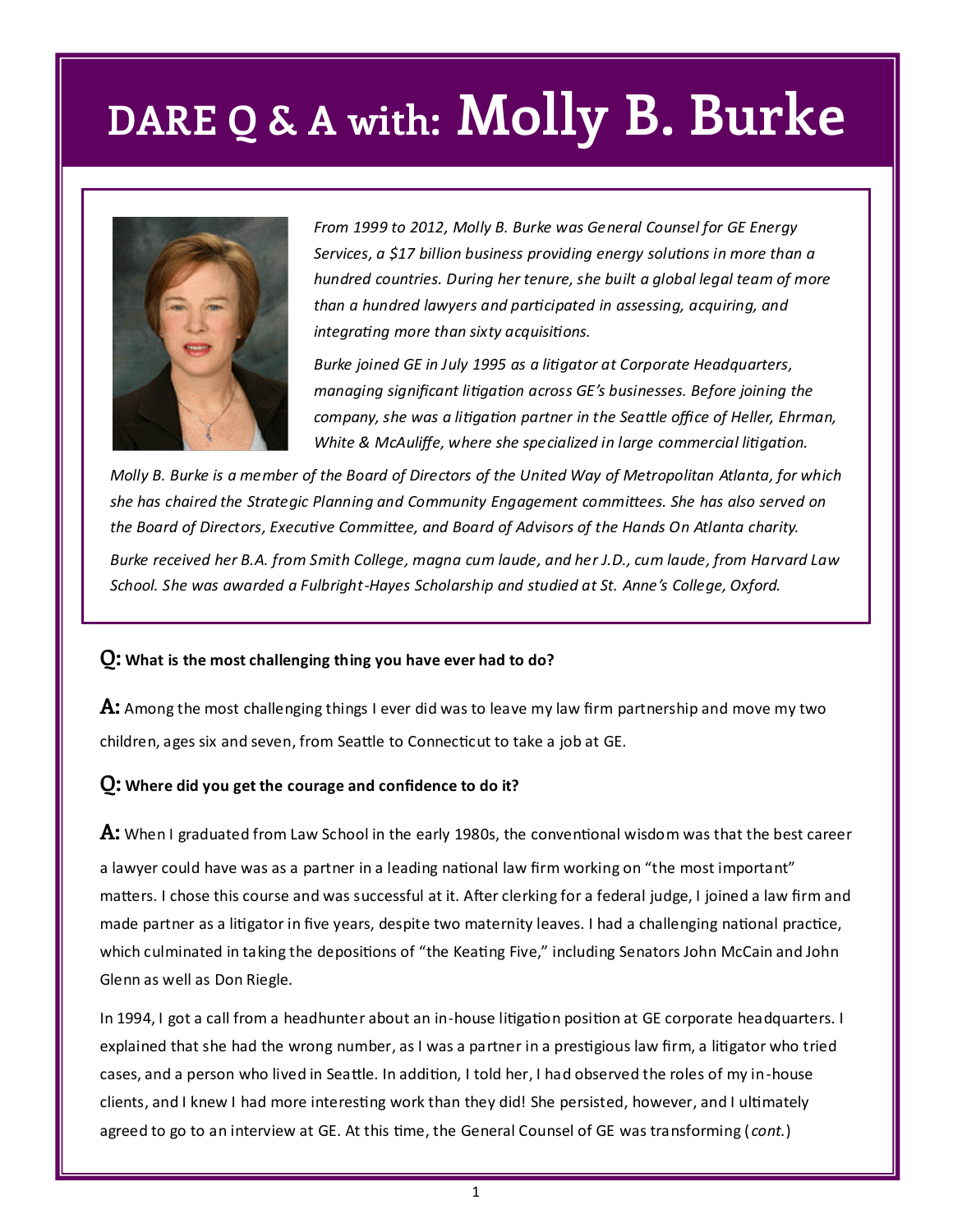# DARE Q & A with: Molly B. Burke

*From 1999 to 2012, Molly B. Burke was General Counsel for GE Energy Services, a $17 billion business providing energy solutions in more than a hundred countries. During her tenure, she built a global legal team of more than a hundred lawyers and participated in assessing, acquiring, and integrating more than sixty acquisitions.*

*Burke joined GE in July 1995 as a litigator at Corporate Headquarters, managing significant litigation across GE's businesses. Before joining the company, she was a litigation partner in the Seattle office of Heller, Ehrman, White & McAuliffe, where she specialized in large commercial litigation.*

*Molly B. Burke is a member of the Board of Directors of the United Way of Metropolitan Atlanta, for which she has chaired the Strategic Planning and Community Engagement committees. She has also served on the Board of Directors, Executive Committee, and Board of Advisors of the Hands On Atlanta charity.*

*Burke received her B.A. from Smith College, magna cum laude, and her J.D., cum laude, from Harvard Law School. She was awarded a Fulbright-Hayes Scholarship and studied at St. Anne's College, Oxford.*

**Q: What is the most challenging thing you have ever had to do?**

**A:** Among the most challenging things I ever did was to leave my law firm partnership and move my two children, ages six and seven, from Seattle to Connecticut to take a job at GE.

**Q: Where did you get the courage and confidence to do it?**

**A:** When I graduated from Law School in the early 1980s, the conventional wisdom was that the best career a lawyer could have was as a partner in a leading national law firm working on "the most important" matters. I chose this course and was successful at it. After clerking for a federal judge, I joined a law firm and made partner as a litigator in five years, despite two maternity leaves. I had a challenging national practice, which culminated in taking the depositions of "the Keating Five," including Senators John McCain and John Glenn as well as Don Riegle.

In 1994, I got a call from a headhunter about an in-house litigation position at GE corporate headquarters. I explained that she had the wrong number, as I was a partner in a prestigious law firm, a litigator who tried cases, and a person who lived in Seattle. In addition, I told her, I had observed the roles of my in-house clients, and I knew I had more interesting work than they did! She persisted, however, and I ultimately agreed to go to an interview at GE. At this time, the General Counsel of GE was transforming (*cont.*)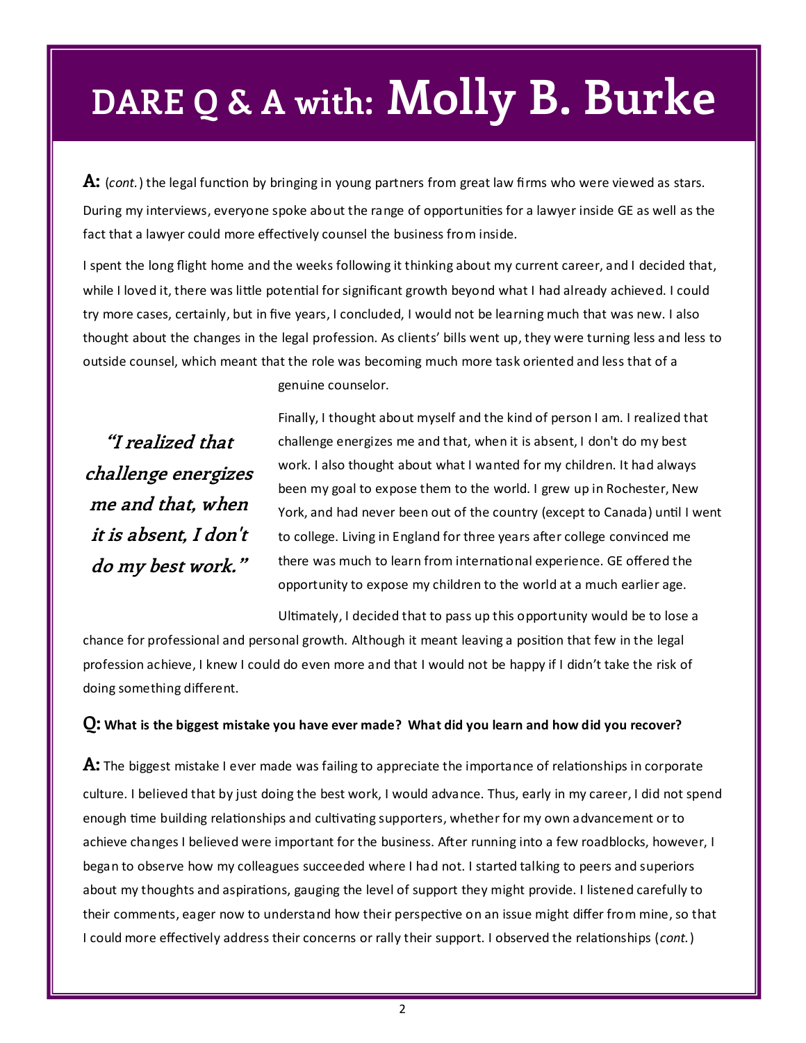# DARE Q & A with: Molly B. Burke

**A:** (*cont.*) the legal function by bringing in young partners from great law firms who were viewed as stars. During my interviews, everyone spoke about the range of opportunities for a lawyer inside GE as well as the fact that a lawyer could more effectively counsel the business from inside.

I spent the long flight home and the weeks following it thinking about my current career, and I decided that, while I loved it, there was little potential for significant growth beyond what I had already achieved. I could try more cases, certainly, but in five years, I concluded, I would not be learning much that was new. I also thought about the changes in the legal profession. As clients' bills went up, they were turning less and less to outside counsel, which meant that the role was becoming much more task oriented and less that of a genuine counselor.

> ***"I realized that challenge energizes me and that, when it is absent, I don't do my best work."***

Finally, I thought about myself and the kind of person I am. I realized that challenge energizes me and that, when it is absent, I don't do my best work. I also thought about what I wanted for my children. It had always been my goal to expose them to the world. I grew up in Rochester, New York, and had never been out of the country (except to Canada) until I went to college. Living in England for three years after college convinced me there was much to learn from international experience. GE offered the opportunity to expose my children to the world at a much earlier age.

Ultimately, I decided that to pass up this opportunity would be to lose a chance for professional and personal growth. Although it meant leaving a position that few in the legal profession achieve, I knew I could do even more and that I would not be happy if I didn't take the risk of doing something different.

**Q: What is the biggest mistake you have ever made? What did you learn and how did you recover?**

**A:** The biggest mistake I ever made was failing to appreciate the importance of relationships in corporate culture. I believed that by just doing the best work, I would advance. Thus, early in my career, I did not spend enough time building relationships and cultivating supporters, whether for my own advancement or to achieve changes I believed were important for the business. After running into a few roadblocks, however, I began to observe how my colleagues succeeded where I had not. I started talking to peers and superiors about my thoughts and aspirations, gauging the level of support they might provide. I listened carefully to their comments, eager now to understand how their perspective on an issue might differ from mine, so that I could more effectively address their concerns or rally their support. I observed the relationships (*cont.*)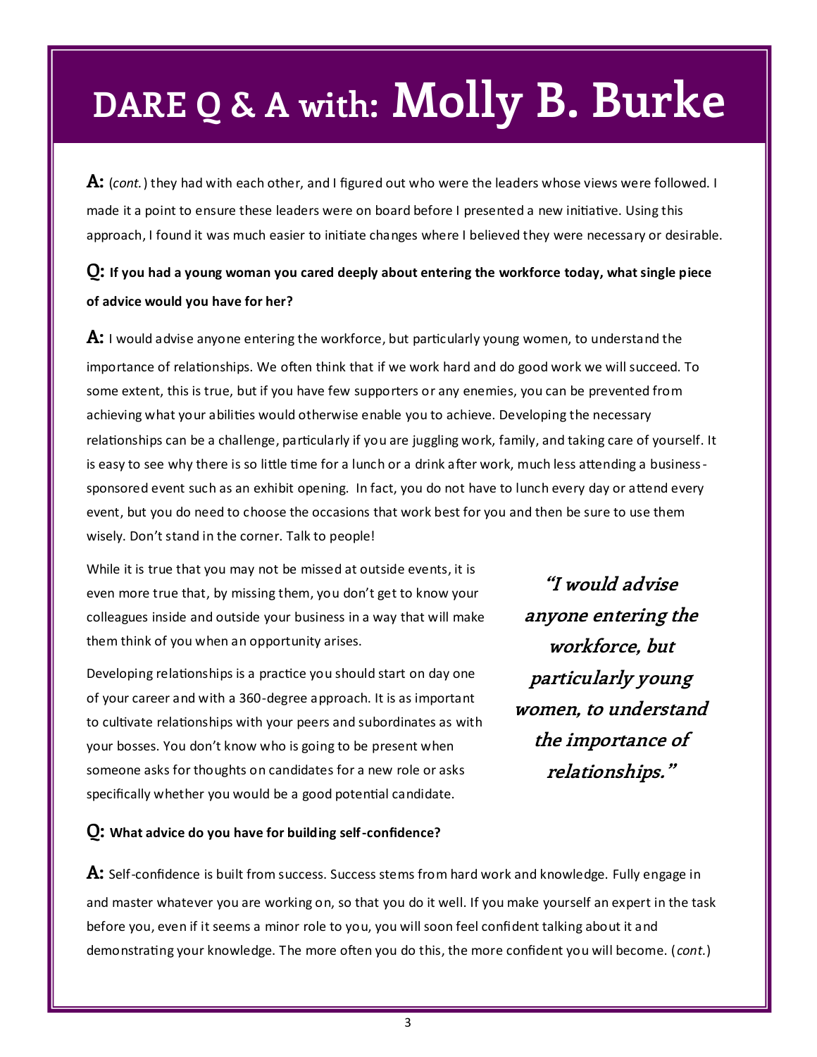# DARE Q & A with: Molly B. Burke

**A:** (*cont.*) they had with each other, and I figured out who were the leaders whose views were followed. I made it a point to ensure these leaders were on board before I presented a new initiative. Using this approach, I found it was much easier to initiate changes where I believed they were necessary or desirable.

**Q: If you had a young woman you cared deeply about entering the workforce today, what single piece of advice would you have for her?**

**A:** I would advise anyone entering the workforce, but particularly young women, to understand the importance of relationships. We often think that if we work hard and do good work we will succeed. To some extent, this is true, but if you have few supporters or any enemies, you can be prevented from achieving what your abilities would otherwise enable you to achieve. Developing the necessary relationships can be a challenge, particularly if you are juggling work, family, and taking care of yourself. It is easy to see why there is so little time for a lunch or a drink after work, much less attending a business-sponsored event such as an exhibit opening. In fact, you do not have to lunch every day or attend every event, but you do need to choose the occasions that work best for you and then be sure to use them wisely. Don't stand in the corner. Talk to people!

While it is true that you may not be missed at outside events, it is even more true that, by missing them, you don't get to know your colleagues inside and outside your business in a way that will make them think of you when an opportunity arises.

Developing relationships is a practice you should start on day one of your career and with a 360-degree approach. It is as important to cultivate relationships with your peers and subordinates as with your bosses. You don't know who is going to be present when someone asks for thoughts on candidates for a new role or asks specifically whether you would be a good potential candidate.

> ***"I would advise anyone entering the workforce, but particularly young women, to understand the importance of relationships."***

**Q: What advice do you have for building self-confidence?**

**A:** Self-confidence is built from success. Success stems from hard work and knowledge. Fully engage in and master whatever you are working on, so that you do it well. If you make yourself an expert in the task before you, even if it seems a minor role to you, you will soon feel confident talking about it and demonstrating your knowledge. The more often you do this, the more confident you will become. (*cont.*)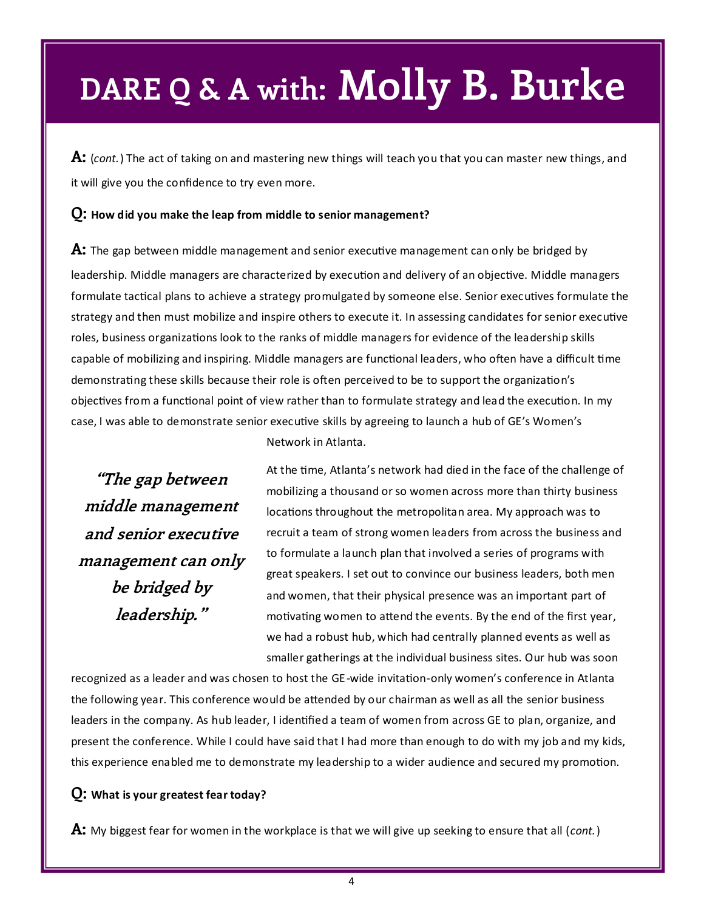# DARE Q & A with: Molly B. Burke

**A:** (*cont.*) The act of taking on and mastering new things will teach you that you can master new things, and it will give you the confidence to try even more.

**Q: How did you make the leap from middle to senior management?**

**A:** The gap between middle management and senior executive management can only be bridged by leadership. Middle managers are characterized by execution and delivery of an objective. Middle managers formulate tactical plans to achieve a strategy promulgated by someone else. Senior executives formulate the strategy and then must mobilize and inspire others to execute it. In assessing candidates for senior executive roles, business organizations look to the ranks of middle managers for evidence of the leadership skills capable of mobilizing and inspiring. Middle managers are functional leaders, who often have a difficult time demonstrating these skills because their role is often perceived to be to support the organization's objectives from a functional point of view rather than to formulate strategy and lead the execution. In my case, I was able to demonstrate senior executive skills by agreeing to launch a hub of GE's Women's Network in Atlanta.

> ***"The gap between middle management and senior executive management can only be bridged by leadership."***

At the time, Atlanta's network had died in the face of the challenge of mobilizing a thousand or so women across more than thirty business locations throughout the metropolitan area. My approach was to recruit a team of strong women leaders from across the business and to formulate a launch plan that involved a series of programs with great speakers. I set out to convince our business leaders, both men and women, that their physical presence was an important part of motivating women to attend the events. By the end of the first year, we had a robust hub, which had centrally planned events as well as smaller gatherings at the individual business sites. Our hub was soon recognized as a leader and was chosen to host the GE-wide invitation-only women's conference in Atlanta the following year. This conference would be attended by our chairman as well as all the senior business leaders in the company. As hub leader, I identified a team of women from across GE to plan, organize, and present the conference. While I could have said that I had more than enough to do with my job and my kids, this experience enabled me to demonstrate my leadership to a wider audience and secured my promotion.

**Q: What is your greatest fear today?**

**A:** My biggest fear for women in the workplace is that we will give up seeking to ensure that all (*cont.*)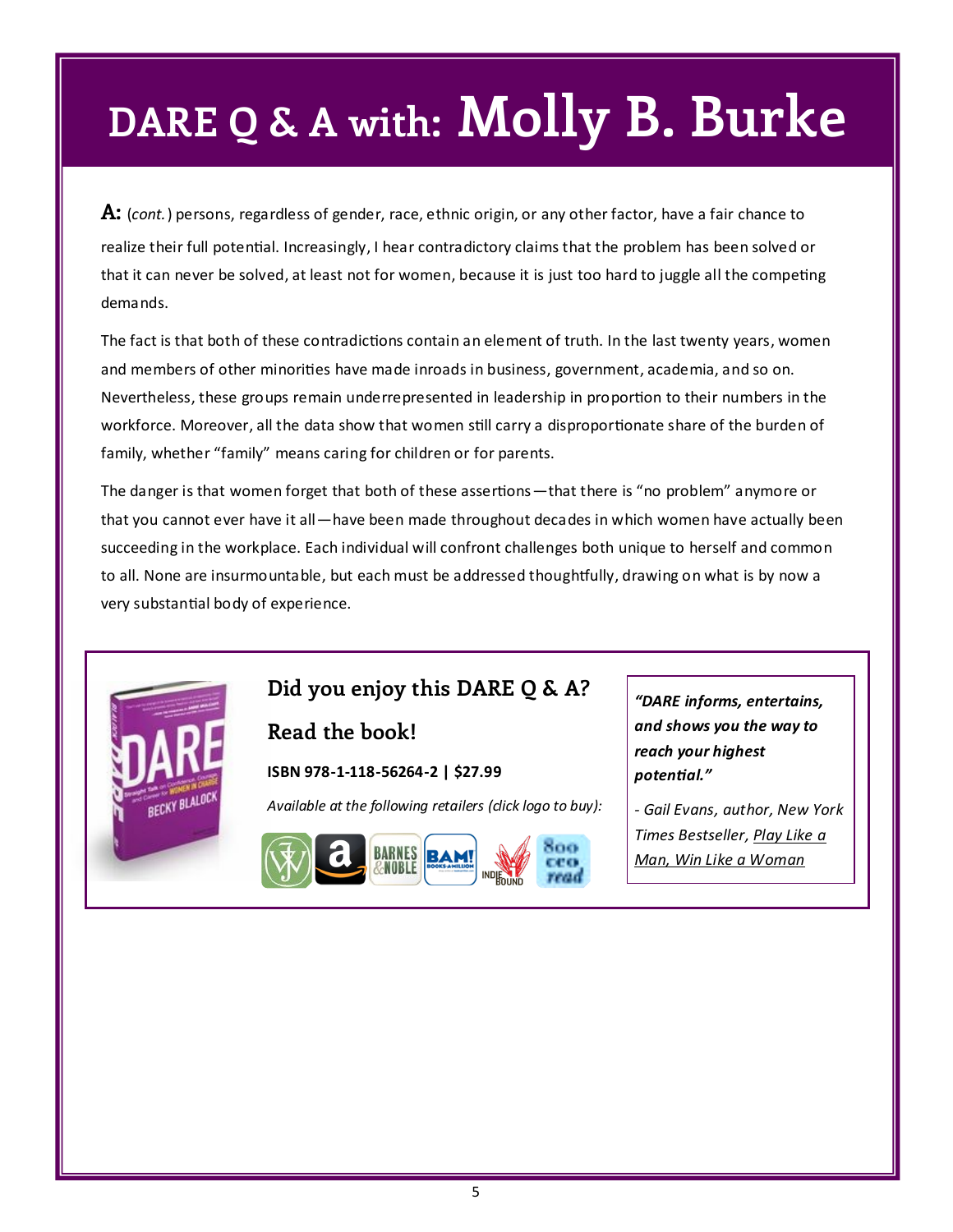# DARE Q & A with: Molly B. Burke

**A:** (*cont.*) persons, regardless of gender, race, ethnic origin, or any other factor, have a fair chance to realize their full potential. Increasingly, I hear contradictory claims that the problem has been solved or that it can never be solved, at least not for women, because it is just too hard to juggle all the competing demands.

The fact is that both of these contradictions contain an element of truth. In the last twenty years, women and members of other minorities have made inroads in business, government, academia, and so on. Nevertheless, these groups remain underrepresented in leadership in proportion to their numbers in the workforce. Moreover, all the data show that women still carry a disproportionate share of the burden of family, whether "family" means caring for children or for parents.

The danger is that women forget that both of these assertions—that there is "no problem" anymore or that you cannot ever have it all—have been made throughout decades in which women have actually been succeeding in the workplace. Each individual will confront challenges both unique to herself and common to all. None are insurmountable, but each must be addressed thoughtfully, drawing on what is by now a very substantial body of experience.

## Did you enjoy this DARE Q & A?

## Read the book!

**ISBN 978-1-118-56264-2 | $27.99**

*Available at the following retailers (click logo to buy):*

***"DARE informs, entertains, and shows you the way to reach your highest potential."***

*- Gail Evans, author, New York Times Bestseller, Play Like a Man, Win Like a Woman*